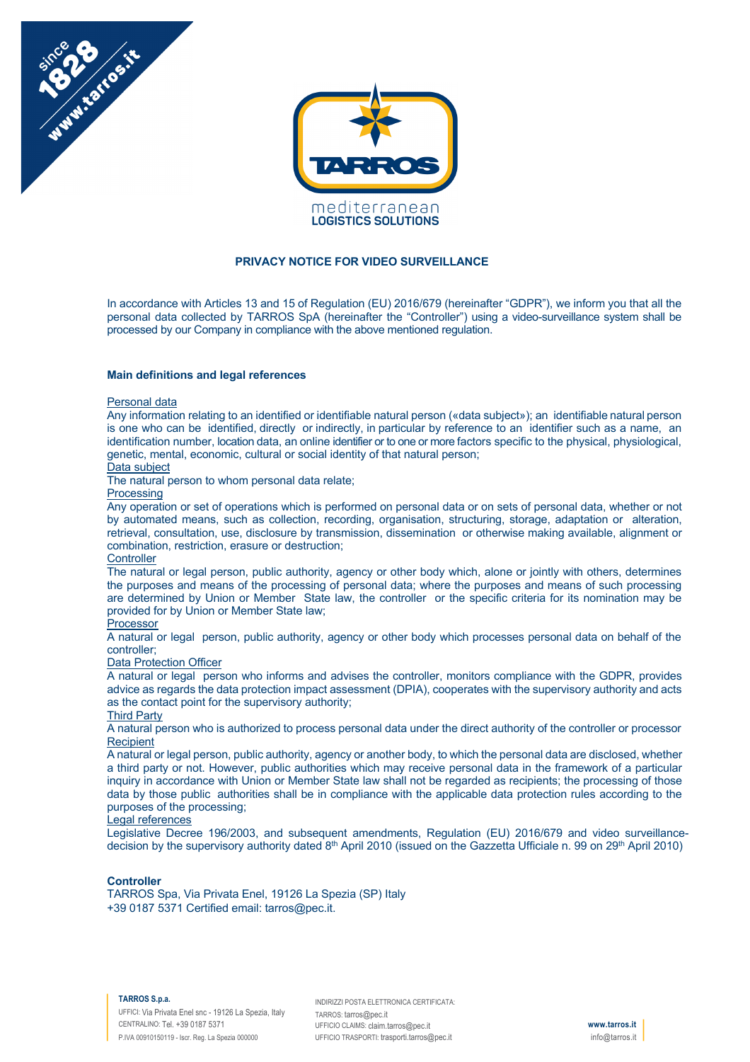# PRIVACY NOTICE FOR VIDEO SURVEILLANCE

In accordance with Articles 13 and 15 of Regulation (EU) 2016/679 (hereinafter "GDPR"), we inform you that all the personal data collected by TARROS SpA (hereinafter the "Controller") using a video-surveillance system shall be processed by our Company in compliance with the above mentioned regulation.

## Main definitions and legal references

Personal data
Any information relating to an identified or identifiable natural person («data subject»); an identifiable natural person is one who can be identified, directly or indirectly, in particular by reference to an identifier such as a name, an identification number, location data, an online identifier or to one or more factors specific to the physical, physiological, genetic, mental, economic, cultural or social identity of that natural person;

Data subject
The natural person to whom personal data relate;

Processing
Any operation or set of operations which is performed on personal data or on sets of personal data, whether or not by automated means, such as collection, recording, organisation, structuring, storage, adaptation or alteration, retrieval, consultation, use, disclosure by transmission, dissemination or otherwise making available, alignment or combination, restriction, erasure or destruction;

Controller
The natural or legal person, public authority, agency or other body which, alone or jointly with others, determines the purposes and means of the processing of personal data; where the purposes and means of such processing are determined by Union or Member State law, the controller or the specific criteria for its nomination may be provided for by Union or Member State law;

Processor
A natural or legal person, public authority, agency or other body which processes personal data on behalf of the controller;

Data Protection Officer
A natural or legal person who informs and advises the controller, monitors compliance with the GDPR, provides advice as regards the data protection impact assessment (DPIA), cooperates with the supervisory authority and acts as the contact point for the supervisory authority;

Third Party
A natural person who is authorized to process personal data under the direct authority of the controller or processor

Recipient
A natural or legal person, public authority, agency or another body, to which the personal data are disclosed, whether a third party or not. However, public authorities which may receive personal data in the framework of a particular inquiry in accordance with Union or Member State law shall not be regarded as recipients; the processing of those data by those public authorities shall be in compliance with the applicable data protection rules according to the purposes of the processing;

Legal references
Legislative Decree 196/2003, and subsequent amendments, Regulation (EU) 2016/679 and video surveillance-decision by the supervisory authority dated 8th April 2010 (issued on the Gazzetta Ufficiale n. 99 on 29th April 2010)

## Controller

TARROS Spa, Via Privata Enel, 19126 La Spezia (SP) Italy
+39 0187 5371 Certified email: tarros@pec.it.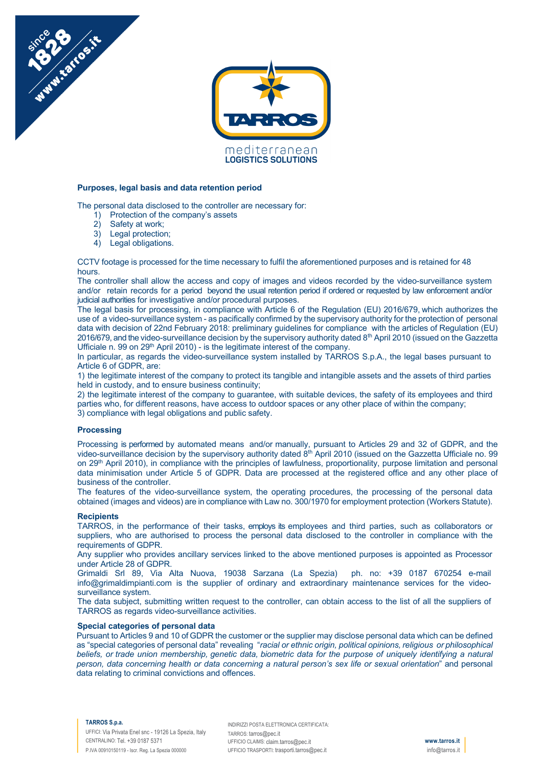### Purposes, legal basis and data retention period

The personal data disclosed to the controller are necessary for:

1) Protection of the company's assets
2) Safety at work;
3) Legal protection;
4) Legal obligations.

CCTV footage is processed for the time necessary to fulfil the aforementioned purposes and is retained for 48 hours.

The controller shall allow the access and copy of images and videos recorded by the video-surveillance system and/or retain records for a period beyond the usual retention period if ordered or requested by law enforcement and/or judicial authorities for investigative and/or procedural purposes.

The legal basis for processing, in compliance with Article 6 of the Regulation (EU) 2016/679, which authorizes the use of a video-surveillance system - as pacifically confirmed by the supervisory authority for the protection of personal data with decision of 22nd February 2018: preliminary guidelines for compliance with the articles of Regulation (EU) 2016/679, and the video-surveillance decision by the supervisory authority dated 8th April 2010 (issued on the Gazzetta Ufficiale n. 99 on 29th April 2010) - is the legitimate interest of the company.

In particular, as regards the video-surveillance system installed by TARROS S.p.A., the legal bases pursuant to Article 6 of GDPR, are:

1) the legitimate interest of the company to protect its tangible and intangible assets and the assets of third parties held in custody, and to ensure business continuity;

2) the legitimate interest of the company to guarantee, with suitable devices, the safety of its employees and third parties who, for different reasons, have access to outdoor spaces or any other place of within the company;

3) compliance with legal obligations and public safety.

### Processing

Processing is performed by automated means and/or manually, pursuant to Articles 29 and 32 of GDPR, and the video-surveillance decision by the supervisory authority dated 8th April 2010 (issued on the Gazzetta Ufficiale no. 99 on 29th April 2010), in compliance with the principles of lawfulness, proportionality, purpose limitation and personal data minimisation under Article 5 of GDPR. Data are processed at the registered office and any other place of business of the controller.

The features of the video-surveillance system, the operating procedures, the processing of the personal data obtained (images and videos) are in compliance with Law no. 300/1970 for employment protection (Workers Statute).

### Recipients

TARROS, in the performance of their tasks, employs its employees and third parties, such as collaborators or suppliers, who are authorised to process the personal data disclosed to the controller in compliance with the requirements of GDPR.

Any supplier who provides ancillary services linked to the above mentioned purposes is appointed as Processor under Article 28 of GDPR.

Grimaldi Srl 89, Via Alta Nuova, 19038 Sarzana (La Spezia) ph. no: +39 0187 670254 e-mail info@grimaldimpianti.com is the supplier of ordinary and extraordinary maintenance services for the video-surveillance system.

The data subject, submitting written request to the controller, can obtain access to the list of all the suppliers of TARROS as regards video-surveillance activities.

### Special categories of personal data

Pursuant to Articles 9 and 10 of GDPR the customer or the supplier may disclose personal data which can be defined as "special categories of personal data" revealing "*racial or ethnic origin, political opinions, religious or philosophical beliefs, or trade union membership, genetic data, biometric data for the purpose of uniquely identifying a natural person, data concerning health or data concerning a natural person's sex life or sexual orientation*" and personal data relating to criminal convictions and offences.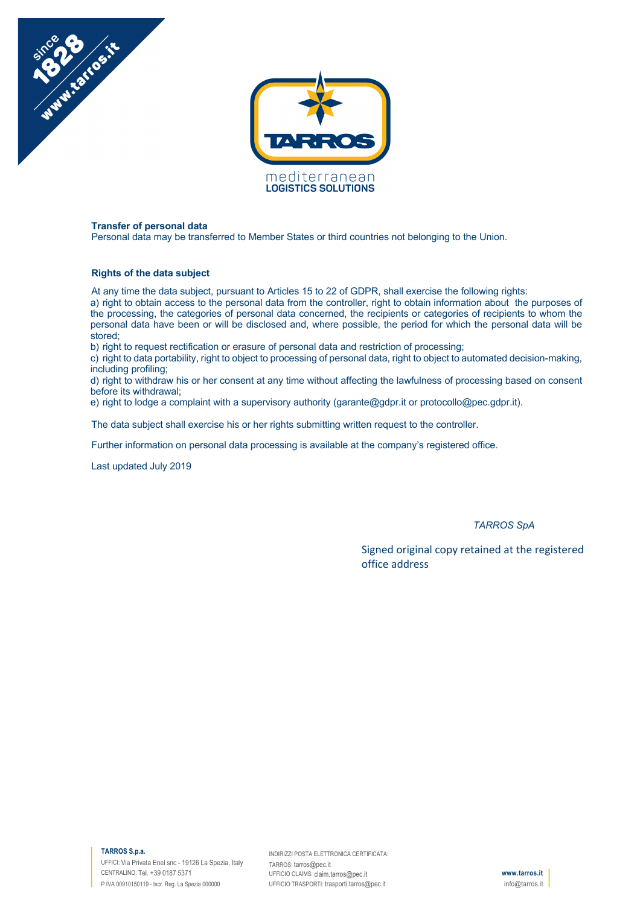**Transfer of personal data**

Personal data may be transferred to Member States or third countries not belonging to the Union.

**Rights of the data subject**

At any time the data subject, pursuant to Articles 15 to 22 of GDPR, shall exercise the following rights:

a) right to obtain access to the personal data from the controller, right to obtain information about the purposes of the processing, the categories of personal data concerned, the recipients or categories of recipients to whom the personal data have been or will be disclosed and, where possible, the period for which the personal data will be stored;

b) right to request rectification or erasure of personal data and restriction of processing;

c) right to data portability, right to object to processing of personal data, right to object to automated decision-making, including profiling;

d) right to withdraw his or her consent at any time without affecting the lawfulness of processing based on consent before its withdrawal;

e) right to lodge a complaint with a supervisory authority (garante@gdpr.it or protocollo@pec.gdpr.it).

The data subject shall exercise his or her rights submitting written request to the controller.

Further information on personal data processing is available at the company's registered office.

Last updated July 2019

*TARROS SpA*

Signed original copy retained at the registered office address